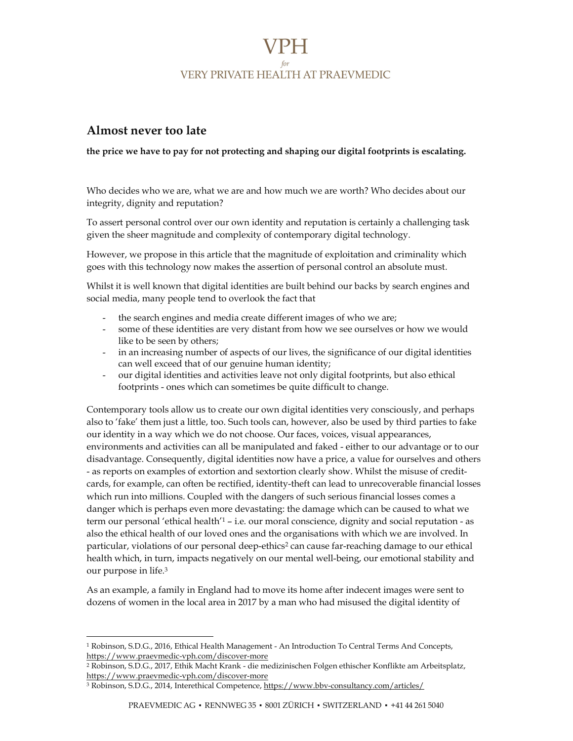# Almost never too late

**the price we have to pay for not protecting and shaping our digital footprints is escalating.**

Who decides who we are, what we are and how much we are worth? Who decides about our integrity, dignity and reputation?

To assert personal control over our own identity and reputation is certainly a challenging task given the sheer magnitude and complexity of contemporary digital technology.

However, we propose in this article that the magnitude of exploitation and criminality which goes with this technology now makes the assertion of personal control an absolute must.

Whilst it is well known that digital identities are built behind our backs by search engines and social media, many people tend to overlook the fact that

- the search engines and media create different images of who we are;
- some of these identities are very distant from how we see ourselves or how we would like to be seen by others;
- in an increasing number of aspects of our lives, the significance of our digital identities can well exceed that of our genuine human identity;
- our digital identities and activities leave not only digital footprints, but also ethical footprints - ones which can sometimes be quite difficult to change.

Contemporary tools allow us to create our own digital identities very consciously, and perhaps also to 'fake' them just a little, too. Such tools can, however, also be used by third parties to fake our identity in a way which we do not choose. Our faces, voices, visual appearances, environments and activities can all be manipulated and faked - either to our advantage or to our disadvantage. Consequently, digital identities now have a price, a value for ourselves and others - as reports on examples of extortion and sextortion clearly show. Whilst the misuse of credit-cards, for example, can often be rectified, identity-theft can lead to unrecoverable financial losses which run into millions. Coupled with the dangers of such serious financial losses comes a danger which is perhaps even more devastating: the damage which can be caused to what we term our personal 'ethical health'[1] – i.e. our moral conscience, dignity and social reputation - as also the ethical health of our loved ones and the organisations with which we are involved. In particular, violations of our personal deep-ethics[2] can cause far-reaching damage to our ethical health which, in turn, impacts negatively on our mental well-being, our emotional stability and our purpose in life.[3]

As an example, a family in England had to move its home after indecent images were sent to dozens of women in the local area in 2017 by a man who had misused the digital identity of

---

[1] Robinson, S.D.G., 2016, Ethical Health Management - An Introduction To Central Terms And Concepts, https://www.praevmedic-vph.com/discover-more

[2] Robinson, S.D.G., 2017, Ethik Macht Krank - die medizinischen Folgen ethischer Konflikte am Arbeitsplatz, https://www.praevmedic-vph.com/discover-more

[3] Robinson, S.D.G., 2014, Interethical Competence, https://www.bbv-consultancy.com/articles/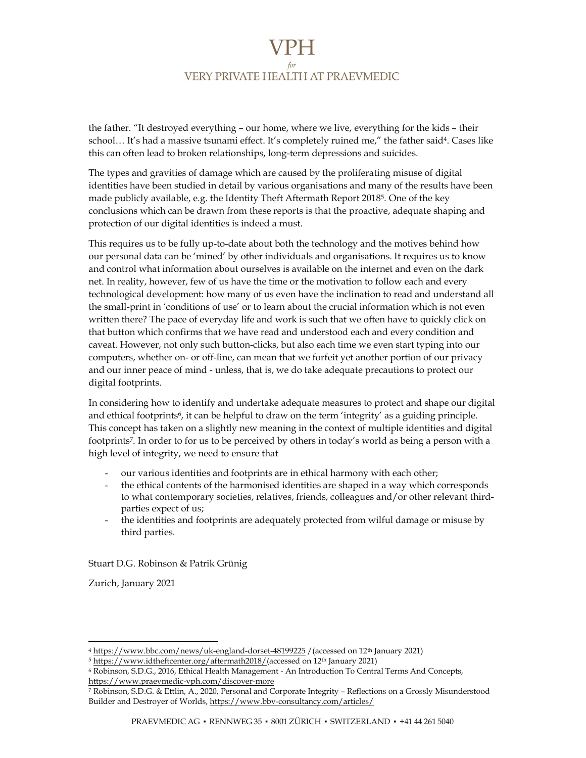the father. "It destroyed everything – our home, where we live, everything for the kids – their school… It's had a massive tsunami effect. It's completely ruined me," the father said[4]. Cases like this can often lead to broken relationships, long-term depressions and suicides.

The types and gravities of damage which are caused by the proliferating misuse of digital identities have been studied in detail by various organisations and many of the results have been made publicly available, e.g. the Identity Theft Aftermath Report 2018[5]. One of the key conclusions which can be drawn from these reports is that the proactive, adequate shaping and protection of our digital identities is indeed a must.

This requires us to be fully up-to-date about both the technology and the motives behind how our personal data can be 'mined' by other individuals and organisations. It requires us to know and control what information about ourselves is available on the internet and even on the dark net. In reality, however, few of us have the time or the motivation to follow each and every technological development: how many of us even have the inclination to read and understand all the small-print in 'conditions of use' or to learn about the crucial information which is not even written there? The pace of everyday life and work is such that we often have to quickly click on that button which confirms that we have read and understood each and every condition and caveat. However, not only such button-clicks, but also each time we even start typing into our computers, whether on- or off-line, can mean that we forfeit yet another portion of our privacy and our inner peace of mind - unless, that is, we do take adequate precautions to protect our digital footprints.

In considering how to identify and undertake adequate measures to protect and shape our digital and ethical footprints[6], it can be helpful to draw on the term 'integrity' as a guiding principle. This concept has taken on a slightly new meaning in the context of multiple identities and digital footprints[7]. In order to for us to be perceived by others in today's world as being a person with a high level of integrity, we need to ensure that

- our various identities and footprints are in ethical harmony with each other;
- the ethical contents of the harmonised identities are shaped in a way which corresponds to what contemporary societies, relatives, friends, colleagues and/or other relevant third-parties expect of us;
- the identities and footprints are adequately protected from wilful damage or misuse by third parties.

Stuart D.G. Robinson & Patrik Grünig

Zurich, January 2021

---

[4] https://www.bbc.com/news/uk-england-dorset-48199225 /(accessed on 12th January 2021)

[5] https://www.idtheftcenter.org/aftermath2018/(accessed on 12th January 2021)

[6] Robinson, S.D.G., 2016, Ethical Health Management - An Introduction To Central Terms And Concepts, https://www.praevmedic-vph.com/discover-more

[7] Robinson, S.D.G. & Ettlin, A., 2020, Personal and Corporate Integrity – Reflections on a Grossly Misunderstood Builder and Destroyer of Worlds, https://www.bbv-consultancy.com/articles/